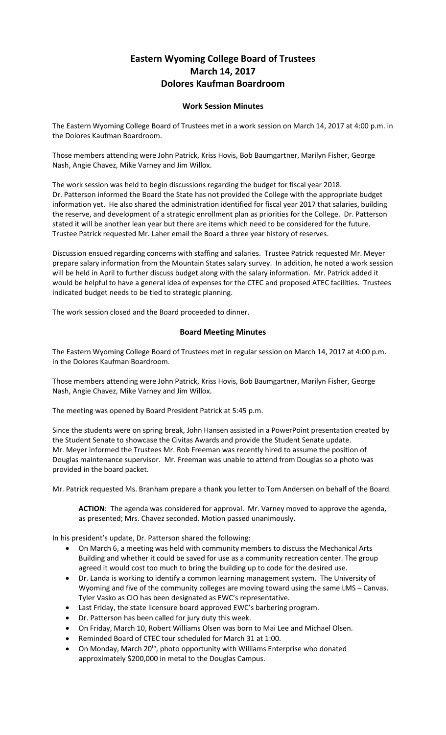# Eastern Wyoming College Board of Trustees
# March 14, 2017
# Dolores Kaufman Boardroom

## Work Session Minutes

The Eastern Wyoming College Board of Trustees met in a work session on March 14, 2017 at 4:00 p.m. in the Dolores Kaufman Boardroom.

Those members attending were John Patrick, Kriss Hovis, Bob Baumgartner, Marilyn Fisher, George Nash, Angie Chavez, Mike Varney and Jim Willox.

The work session was held to begin discussions regarding the budget for fiscal year 2018. Dr. Patterson informed the Board the State has not provided the College with the appropriate budget information yet. He also shared the administration identified for fiscal year 2017 that salaries, building the reserve, and development of a strategic enrollment plan as priorities for the College. Dr. Patterson stated it will be another lean year but there are items which need to be considered for the future. Trustee Patrick requested Mr. Laher email the Board a three year history of reserves.

Discussion ensued regarding concerns with staffing and salaries. Trustee Patrick requested Mr. Meyer prepare salary information from the Mountain States salary survey. In addition, he noted a work session will be held in April to further discuss budget along with the salary information. Mr. Patrick added it would be helpful to have a general idea of expenses for the CTEC and proposed ATEC facilities. Trustees indicated budget needs to be tied to strategic planning.

The work session closed and the Board proceeded to dinner.

## Board Meeting Minutes

The Eastern Wyoming College Board of Trustees met in regular session on March 14, 2017 at 4:00 p.m. in the Dolores Kaufman Boardroom.

Those members attending were John Patrick, Kriss Hovis, Bob Baumgartner, Marilyn Fisher, George Nash, Angie Chavez, Mike Varney and Jim Willox.

The meeting was opened by Board President Patrick at 5:45 p.m.

Since the students were on spring break, John Hansen assisted in a PowerPoint presentation created by the Student Senate to showcase the Civitas Awards and provide the Student Senate update. Mr. Meyer informed the Trustees Mr. Rob Freeman was recently hired to assume the position of Douglas maintenance supervisor. Mr. Freeman was unable to attend from Douglas so a photo was provided in the board packet.

Mr. Patrick requested Ms. Branham prepare a thank you letter to Tom Andersen on behalf of the Board.

> **ACTION**: The agenda was considered for approval. Mr. Varney moved to approve the agenda, as presented; Mrs. Chavez seconded. Motion passed unanimously.

In his president's update, Dr. Patterson shared the following:

- On March 6, a meeting was held with community members to discuss the Mechanical Arts Building and whether it could be saved for use as a community recreation center. The group agreed it would cost too much to bring the building up to code for the desired use.
- Dr. Landa is working to identify a common learning management system. The University of Wyoming and five of the community colleges are moving toward using the same LMS – Canvas. Tyler Vasko as CIO has been designated as EWC's representative.
- Last Friday, the state licensure board approved EWC's barbering program.
- Dr. Patterson has been called for jury duty this week.
- On Friday, March 10, Robert Williams Olsen was born to Mai Lee and Michael Olsen.
- Reminded Board of CTEC tour scheduled for March 31 at 1:00.
- On Monday, March 20th, photo opportunity with Williams Enterprise who donated approximately $200,000 in metal to the Douglas Campus.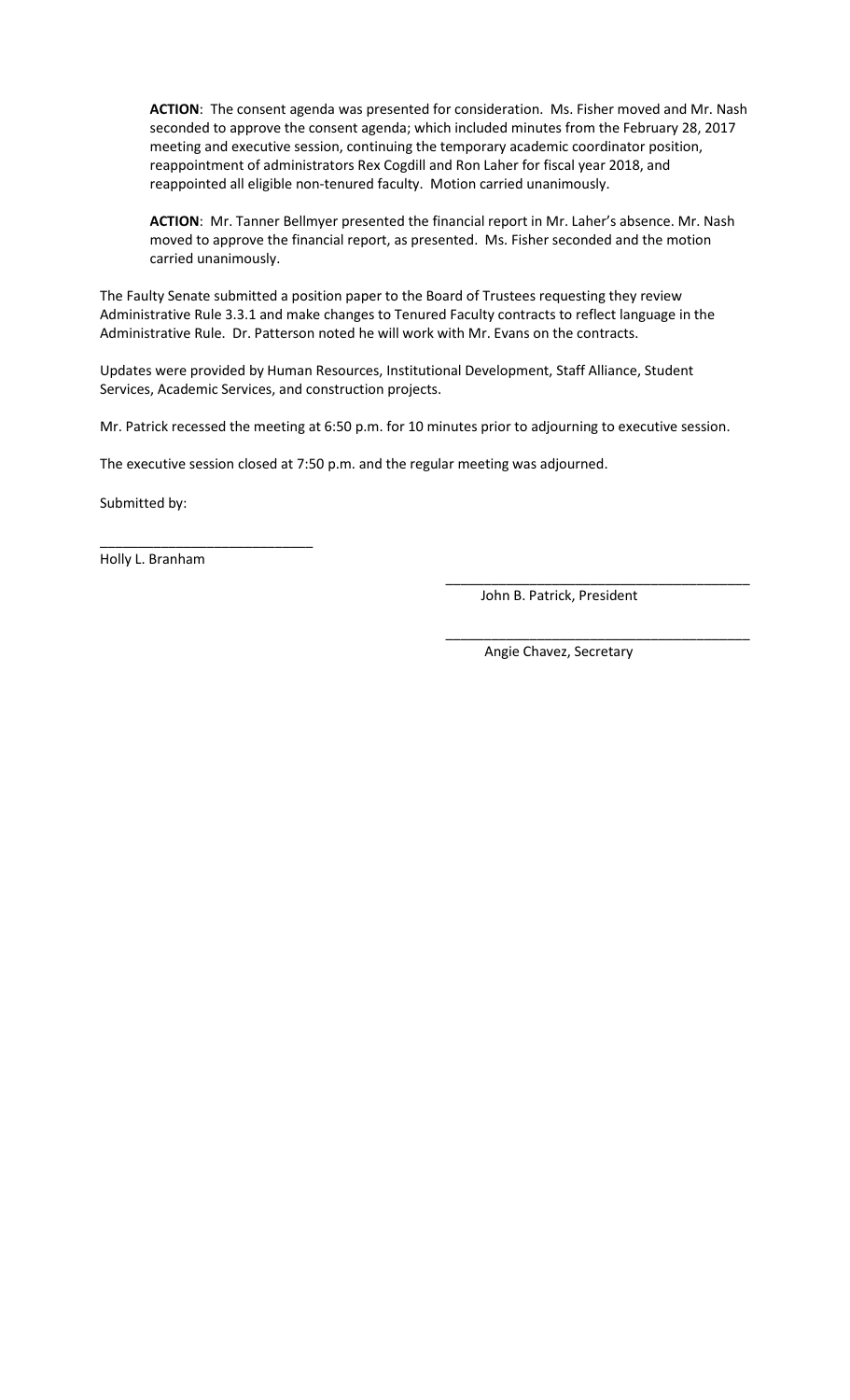**ACTION**: The consent agenda was presented for consideration. Ms. Fisher moved and Mr. Nash seconded to approve the consent agenda; which included minutes from the February 28, 2017 meeting and executive session, continuing the temporary academic coordinator position, reappointment of administrators Rex Cogdill and Ron Laher for fiscal year 2018, and reappointed all eligible non-tenured faculty. Motion carried unanimously.

**ACTION**: Mr. Tanner Bellmyer presented the financial report in Mr. Laher's absence. Mr. Nash moved to approve the financial report, as presented. Ms. Fisher seconded and the motion carried unanimously.

The Faulty Senate submitted a position paper to the Board of Trustees requesting they review Administrative Rule 3.3.1 and make changes to Tenured Faculty contracts to reflect language in the Administrative Rule. Dr. Patterson noted he will work with Mr. Evans on the contracts.

Updates were provided by Human Resources, Institutional Development, Staff Alliance, Student Services, Academic Services, and construction projects.

Mr. Patrick recessed the meeting at 6:50 p.m. for 10 minutes prior to adjourning to executive session.

The executive session closed at 7:50 p.m. and the regular meeting was adjourned.

Submitted by:

\_\_\_\_\_\_\_\_\_\_\_\_\_\_\_\_\_\_\_\_\_\_\_\_\_\_\_\_

Holly L. Branham

\_\_\_\_\_\_\_\_\_\_\_\_\_\_\_\_\_\_\_\_\_\_\_\_\_\_\_\_\_\_\_\_\_\_\_\_\_\_\_\_

John B. Patrick, President

\_\_\_\_\_\_\_\_\_\_\_\_\_\_\_\_\_\_\_\_\_\_\_\_\_\_\_\_\_\_\_\_\_\_\_\_\_\_\_\_

Angie Chavez, Secretary